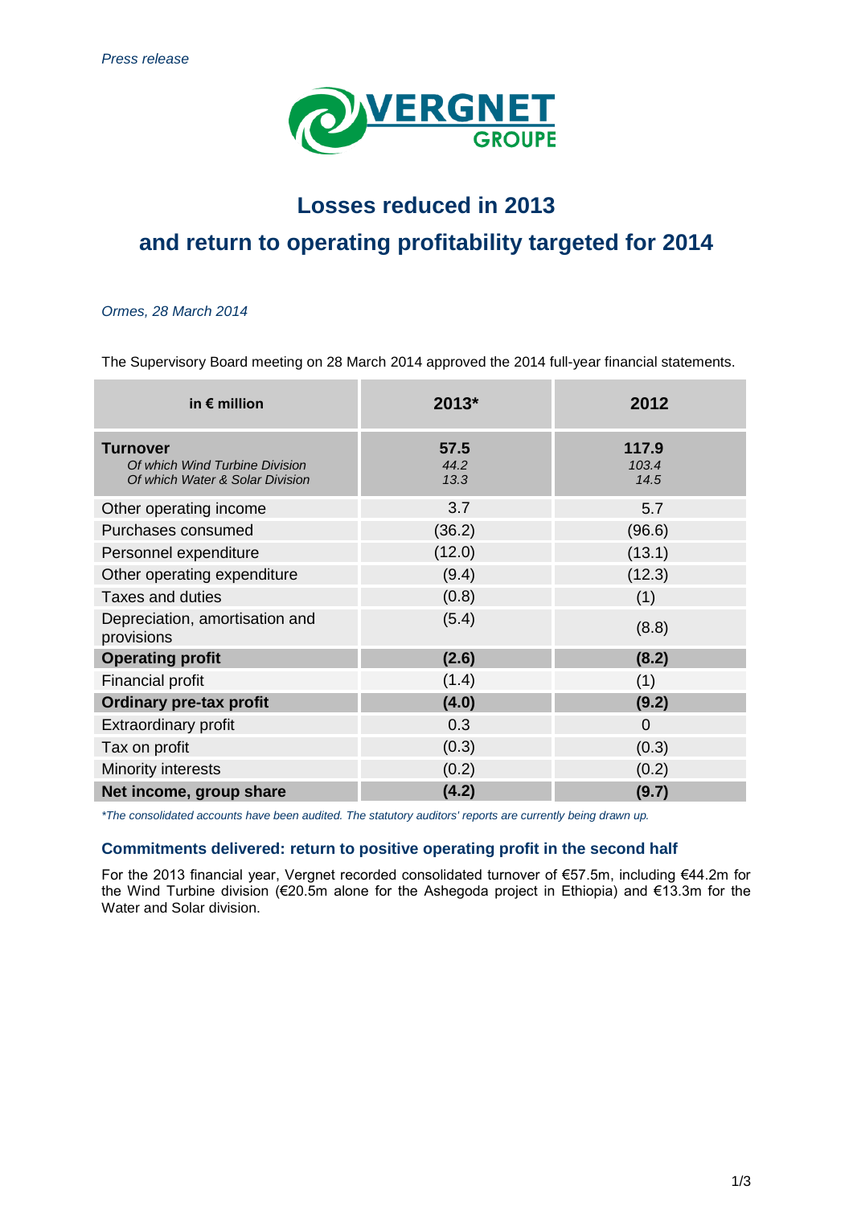*Press release*

# Losses reduced in 2013

# and return to operating profitability targeted for 2014

*Ormes, 28 March 2014*

The Supervisory Board meeting on 28 March 2014 approved the 2014 full-year financial statements.

| in € million | 2013* | 2012 |
|---|---|---|
| **Turnover**<br>*Of which Wind Turbine Division*<br>*Of which Water & Solar Division* | **57.5**<br>*44.2*<br>*13.3* | **117.9**<br>*103.4*<br>*14.5* |
| Other operating income | 3.7 | 5.7 |
| Purchases consumed | (36.2) | (96.6) |
| Personnel expenditure | (12.0) | (13.1) |
| Other operating expenditure | (9.4) | (12.3) |
| Taxes and duties | (0.8) | (1) |
| Depreciation, amortisation and provisions | (5.4) | (8.8) |
| **Operating profit** | **(2.6)** | **(8.2)** |
| Financial profit | (1.4) | (1) |
| **Ordinary pre-tax profit** | **(4.0)** | **(9.2)** |
| Extraordinary profit | 0.3 | 0 |
| Tax on profit | (0.3) | (0.3) |
| Minority interests | (0.2) | (0.2) |
| **Net income, group share** | **(4.2)** | **(9.7)** |

*\*The consolidated accounts have been audited. The statutory auditors' reports are currently being drawn up.*

### Commitments delivered: return to positive operating profit in the second half

For the 2013 financial year, Vergnet recorded consolidated turnover of €57.5m, including €44.2m for the Wind Turbine division (€20.5m alone for the Ashegoda project in Ethiopia) and €13.3m for the Water and Solar division.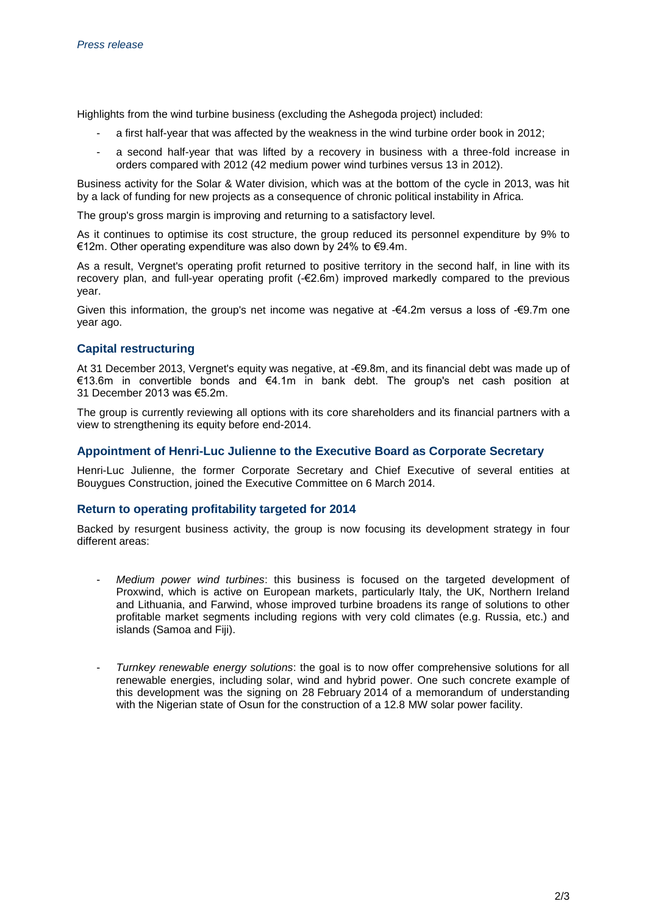*Press release*

Highlights from the wind turbine business (excluding the Ashegoda project) included:

- a first half-year that was affected by the weakness in the wind turbine order book in 2012;
- a second half-year that was lifted by a recovery in business with a three-fold increase in orders compared with 2012 (42 medium power wind turbines versus 13 in 2012).

Business activity for the Solar & Water division, which was at the bottom of the cycle in 2013, was hit by a lack of funding for new projects as a consequence of chronic political instability in Africa.

The group's gross margin is improving and returning to a satisfactory level.

As it continues to optimise its cost structure, the group reduced its personnel expenditure by 9% to €12m. Other operating expenditure was also down by 24% to €9.4m.

As a result, Vergnet's operating profit returned to positive territory in the second half, in line with its recovery plan, and full-year operating profit (-€2.6m) improved markedly compared to the previous year.

Given this information, the group's net income was negative at -€4.2m versus a loss of -€9.7m one year ago.

## Capital restructuring

At 31 December 2013, Vergnet's equity was negative, at -€9.8m, and its financial debt was made up of €13.6m in convertible bonds and €4.1m in bank debt. The group's net cash position at 31 December 2013 was €5.2m.

The group is currently reviewing all options with its core shareholders and its financial partners with a view to strengthening its equity before end-2014.

## Appointment of Henri-Luc Julienne to the Executive Board as Corporate Secretary

Henri-Luc Julienne, the former Corporate Secretary and Chief Executive of several entities at Bouygues Construction, joined the Executive Committee on 6 March 2014.

## Return to operating profitability targeted for 2014

Backed by resurgent business activity, the group is now focusing its development strategy in four different areas:

- *Medium power wind turbines*: this business is focused on the targeted development of Proxwind, which is active on European markets, particularly Italy, the UK, Northern Ireland and Lithuania, and Farwind, whose improved turbine broadens its range of solutions to other profitable market segments including regions with very cold climates (e.g. Russia, etc.) and islands (Samoa and Fiji).

- *Turnkey renewable energy solutions*: the goal is to now offer comprehensive solutions for all renewable energies, including solar, wind and hybrid power. One such concrete example of this development was the signing on 28 February 2014 of a memorandum of understanding with the Nigerian state of Osun for the construction of a 12.8 MW solar power facility.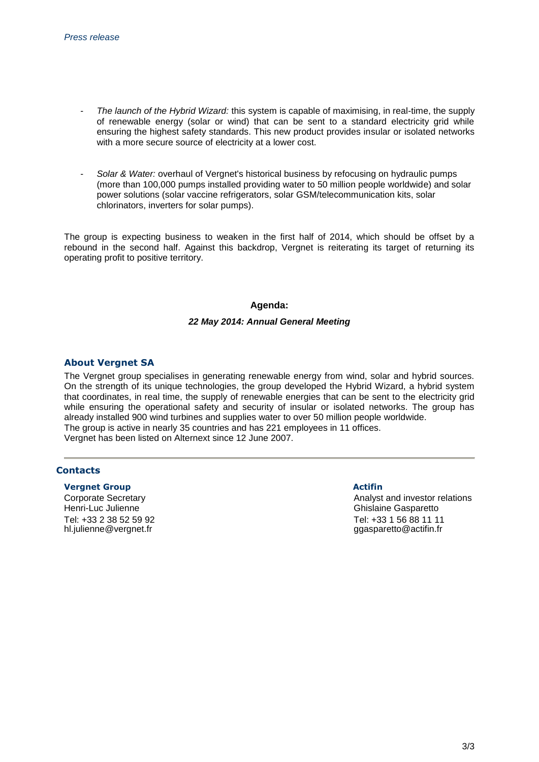- *The launch of the Hybrid Wizard:* this system is capable of maximising, in real-time, the supply of renewable energy (solar or wind) that can be sent to a standard electricity grid while ensuring the highest safety standards. This new product provides insular or isolated networks with a more secure source of electricity at a lower cost.

- *Solar & Water:* overhaul of Vergnet's historical business by refocusing on hydraulic pumps (more than 100,000 pumps installed providing water to 50 million people worldwide) and solar power solutions (solar vaccine refrigerators, solar GSM/telecommunication kits, solar chlorinators, inverters for solar pumps).

The group is expecting business to weaken in the first half of 2014, which should be offset by a rebound in the second half. Against this backdrop, Vergnet is reiterating its target of returning its operating profit to positive territory.

**Agenda:**

***22 May 2014: Annual General Meeting***

## About Vergnet SA

The Vergnet group specialises in generating renewable energy from wind, solar and hybrid sources. On the strength of its unique technologies, the group developed the Hybrid Wizard, a hybrid system that coordinates, in real time, the supply of renewable energies that can be sent to the electricity grid while ensuring the operational safety and security of insular or isolated networks. The group has already installed 900 wind turbines and supplies water to over 50 million people worldwide.
The group is active in nearly 35 countries and has 221 employees in 11 offices.
Vergnet has been listed on Alternext since 12 June 2007.

---

## Contacts

**Vergnet Group**
Corporate Secretary
Henri-Luc Julienne
Tel: +33 2 38 52 59 92
hl.julienne@vergnet.fr

**Actifin**
Analyst and investor relations
Ghislaine Gasparetto
Tel: +33 1 56 88 11 11
ggasparetto@actifin.fr